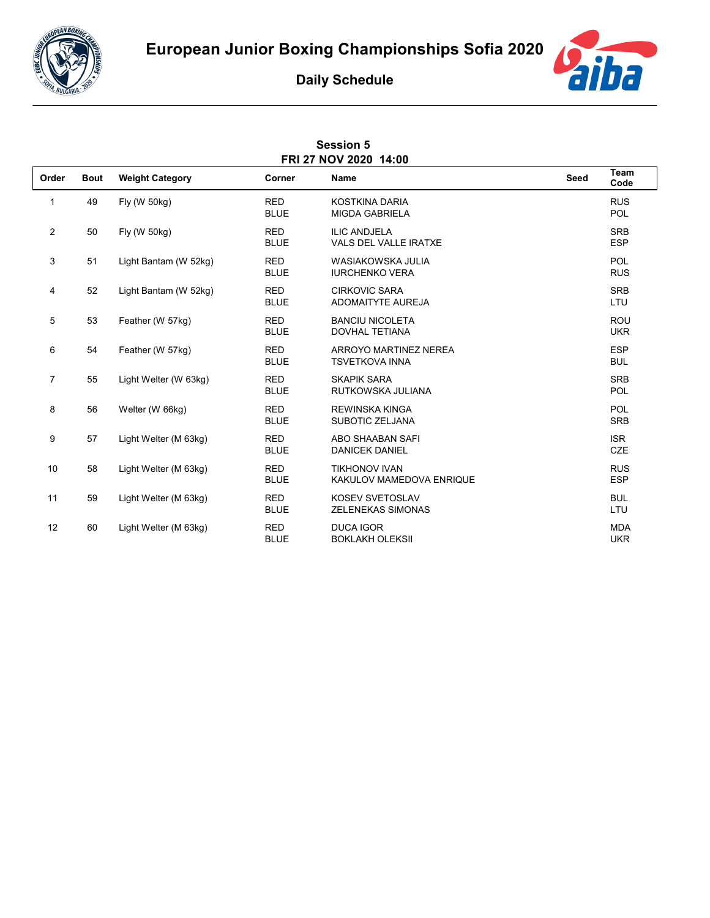# European Junior Boxing Championships Sofia 2020

## Daily Schedule

### Session 5
### FRI 27 NOV 2020 14:00

| Order | Bout | Weight Category | Corner | Name | Seed | Team Code |
|---|---|---|---|---|---|---|
| 1 | 49 | Fly (W 50kg) | RED | KOSTKINA DARIA | | RUS |
| | | | BLUE | MIGDA GABRIELA | | POL |
| 2 | 50 | Fly (W 50kg) | RED | ILIC ANDJELA | | SRB |
| | | | BLUE | VALS DEL VALLE IRATXE | | ESP |
| 3 | 51 | Light Bantam (W 52kg) | RED | WASIAKOWSKA JULIA | | POL |
| | | | BLUE | IURCHENKO VERA | | RUS |
| 4 | 52 | Light Bantam (W 52kg) | RED | CIRKOVIC SARA | | SRB |
| | | | BLUE | ADOMAITYTE AUREJA | | LTU |
| 5 | 53 | Feather (W 57kg) | RED | BANCIU NICOLETA | | ROU |
| | | | BLUE | DOVHAL TETIANA | | UKR |
| 6 | 54 | Feather (W 57kg) | RED | ARROYO MARTINEZ NEREA | | ESP |
| | | | BLUE | TSVETKOVA INNA | | BUL |
| 7 | 55 | Light Welter (W 63kg) | RED | SKAPIK SARA | | SRB |
| | | | BLUE | RUTKOWSKA JULIANA | | POL |
| 8 | 56 | Welter (W 66kg) | RED | REWINSKA KINGA | | POL |
| | | | BLUE | SUBOTIC ZELJANA | | SRB |
| 9 | 57 | Light Welter (M 63kg) | RED | ABO SHAABAN SAFI | | ISR |
| | | | BLUE | DANICEK DANIEL | | CZE |
| 10 | 58 | Light Welter (M 63kg) | RED | TIKHONOV IVAN | | RUS |
| | | | BLUE | KAKULOV MAMEDOVA ENRIQUE | | ESP |
| 11 | 59 | Light Welter (M 63kg) | RED | KOSEV SVETOSLAV | | BUL |
| | | | BLUE | ZELENEKAS SIMONAS | | LTU |
| 12 | 60 | Light Welter (M 63kg) | RED | DUCA IGOR | | MDA |
| | | | BLUE | BOKLAKH OLEKSII | | UKR |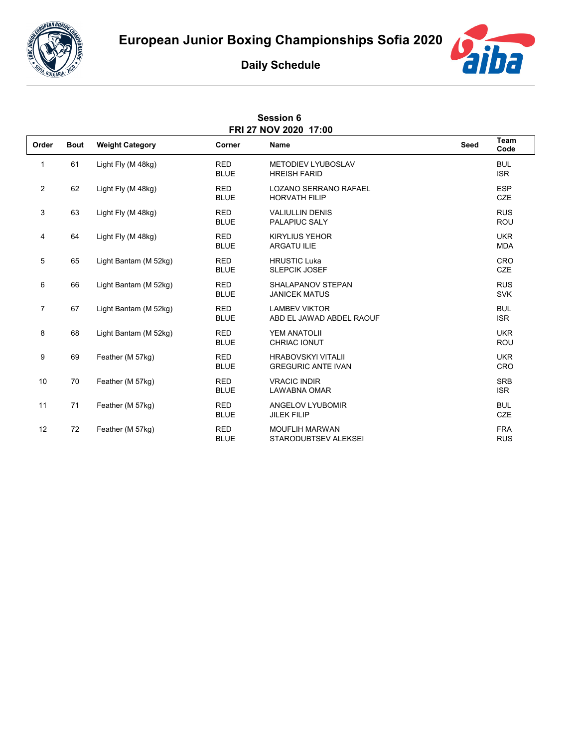# European Junior Boxing Championships Sofia 2020

## Daily Schedule

### Session 6
### FRI 27 NOV 2020 17:00

| Order | Bout | Weight Category | Corner | Name | Seed | Team Code |
|---|---|---|---|---|---|---|
| 1 | 61 | Light Fly (M 48kg) | RED | METODIEV LYUBOSLAV | | BUL |
| | | | BLUE | HREISH FARID | | ISR |
| 2 | 62 | Light Fly (M 48kg) | RED | LOZANO SERRANO RAFAEL | | ESP |
| | | | BLUE | HORVATH FILIP | | CZE |
| 3 | 63 | Light Fly (M 48kg) | RED | VALIULLIN DENIS | | RUS |
| | | | BLUE | PALAPIUC SALY | | ROU |
| 4 | 64 | Light Fly (M 48kg) | RED | KIRYLIUS YEHOR | | UKR |
| | | | BLUE | ARGATU ILIE | | MDA |
| 5 | 65 | Light Bantam (M 52kg) | RED | HRUSTIC Luka | | CRO |
| | | | BLUE | SLEPCIK JOSEF | | CZE |
| 6 | 66 | Light Bantam (M 52kg) | RED | SHALAPANOV STEPAN | | RUS |
| | | | BLUE | JANICEK MATUS | | SVK |
| 7 | 67 | Light Bantam (M 52kg) | RED | LAMBEV VIKTOR | | BUL |
| | | | BLUE | ABD EL JAWAD ABDEL RAOUF | | ISR |
| 8 | 68 | Light Bantam (M 52kg) | RED | YEM ANATOLII | | UKR |
| | | | BLUE | CHRIAC IONUT | | ROU |
| 9 | 69 | Feather (M 57kg) | RED | HRABOVSKYI VITALII | | UKR |
| | | | BLUE | GREGURIC ANTE IVAN | | CRO |
| 10 | 70 | Feather (M 57kg) | RED | VRACIC INDIR | | SRB |
| | | | BLUE | LAWABNA OMAR | | ISR |
| 11 | 71 | Feather (M 57kg) | RED | ANGELOV LYUBOMIR | | BUL |
| | | | BLUE | JILEK FILIP | | CZE |
| 12 | 72 | Feather (M 57kg) | RED | MOUFLIH MARWAN | | FRA |
| | | | BLUE | STARODUBTSEV ALEKSEI | | RUS |